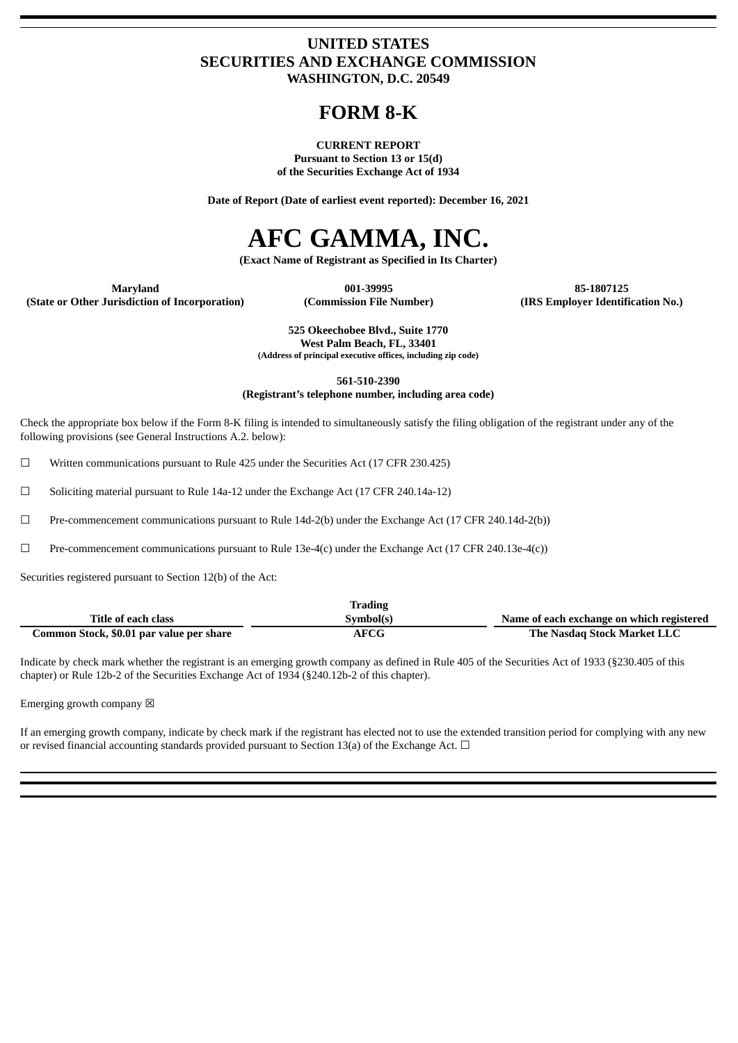# UNITED STATES
# SECURITIES AND EXCHANGE COMMISSION
**WASHINGTON, D.C. 20549**

# FORM 8-K

**CURRENT REPORT**
**Pursuant to Section 13 or 15(d)**
**of the Securities Exchange Act of 1934**

**Date of Report (Date of earliest event reported): December 16, 2021**

# AFC GAMMA, INC.

**(Exact Name of Registrant as Specified in Its Charter)**

| Maryland | 001-39995 | 85-1807125 |
|---|---|---|
| (State or Other Jurisdiction of Incorporation) | (Commission File Number) | (IRS Employer Identification No.) |

**525 Okeechobee Blvd., Suite 1770**
**West Palm Beach, FL, 33401**
**(Address of principal executive offices, including zip code)**

**561-510-2390**
**(Registrant's telephone number, including area code)**

Check the appropriate box below if the Form 8-K filing is intended to simultaneously satisfy the filing obligation of the registrant under any of the following provisions (see General Instructions A.2. below):

☐ Written communications pursuant to Rule 425 under the Securities Act (17 CFR 230.425)

☐ Soliciting material pursuant to Rule 14a-12 under the Exchange Act (17 CFR 240.14a-12)

☐ Pre-commencement communications pursuant to Rule 14d-2(b) under the Exchange Act (17 CFR 240.14d-2(b))

☐ Pre-commencement communications pursuant to Rule 13e-4(c) under the Exchange Act (17 CFR 240.13e-4(c))

Securities registered pursuant to Section 12(b) of the Act:

| Title of each class | Trading Symbol(s) | Name of each exchange on which registered |
|---|---|---|
| Common Stock, $0.01 par value per share | AFCG | The Nasdaq Stock Market LLC |

Indicate by check mark whether the registrant is an emerging growth company as defined in Rule 405 of the Securities Act of 1933 (§230.405 of this chapter) or Rule 12b-2 of the Securities Exchange Act of 1934 (§240.12b-2 of this chapter).

Emerging growth company ☒

If an emerging growth company, indicate by check mark if the registrant has elected not to use the extended transition period for complying with any new or revised financial accounting standards provided pursuant to Section 13(a) of the Exchange Act. ☐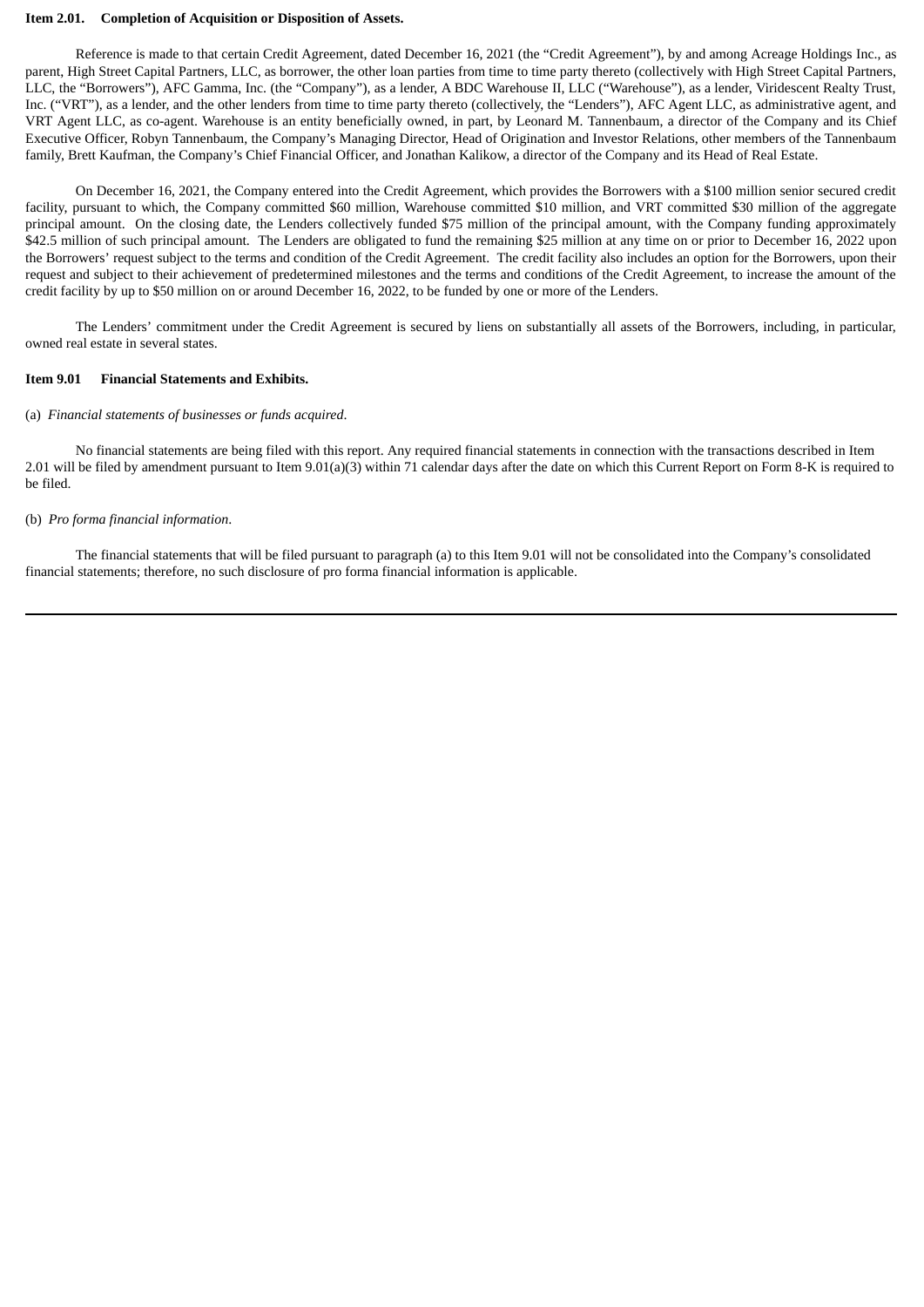**Item 2.01. Completion of Acquisition or Disposition of Assets.**

Reference is made to that certain Credit Agreement, dated December 16, 2021 (the "Credit Agreement"), by and among Acreage Holdings Inc., as parent, High Street Capital Partners, LLC, as borrower, the other loan parties from time to time party thereto (collectively with High Street Capital Partners, LLC, the "Borrowers"), AFC Gamma, Inc. (the "Company"), as a lender, A BDC Warehouse II, LLC ("Warehouse"), as a lender, Viridescent Realty Trust, Inc. ("VRT"), as a lender, and the other lenders from time to time party thereto (collectively, the "Lenders"), AFC Agent LLC, as administrative agent, and VRT Agent LLC, as co-agent. Warehouse is an entity beneficially owned, in part, by Leonard M. Tannenbaum, a director of the Company and its Chief Executive Officer, Robyn Tannenbaum, the Company's Managing Director, Head of Origination and Investor Relations, other members of the Tannenbaum family, Brett Kaufman, the Company's Chief Financial Officer, and Jonathan Kalikow, a director of the Company and its Head of Real Estate.

On December 16, 2021, the Company entered into the Credit Agreement, which provides the Borrowers with a $100 million senior secured credit facility, pursuant to which, the Company committed $60 million, Warehouse committed $10 million, and VRT committed $30 million of the aggregate principal amount. On the closing date, the Lenders collectively funded $75 million of the principal amount, with the Company funding approximately $42.5 million of such principal amount. The Lenders are obligated to fund the remaining $25 million at any time on or prior to December 16, 2022 upon the Borrowers' request subject to the terms and condition of the Credit Agreement. The credit facility also includes an option for the Borrowers, upon their request and subject to their achievement of predetermined milestones and the terms and conditions of the Credit Agreement, to increase the amount of the credit facility by up to $50 million on or around December 16, 2022, to be funded by one or more of the Lenders.

The Lenders' commitment under the Credit Agreement is secured by liens on substantially all assets of the Borrowers, including, in particular, owned real estate in several states.

**Item 9.01 Financial Statements and Exhibits.**

(a) *Financial statements of businesses or funds acquired*.

No financial statements are being filed with this report. Any required financial statements in connection with the transactions described in Item 2.01 will be filed by amendment pursuant to Item 9.01(a)(3) within 71 calendar days after the date on which this Current Report on Form 8-K is required to be filed.

(b) *Pro forma financial information*.

The financial statements that will be filed pursuant to paragraph (a) to this Item 9.01 will not be consolidated into the Company's consolidated financial statements; therefore, no such disclosure of pro forma financial information is applicable.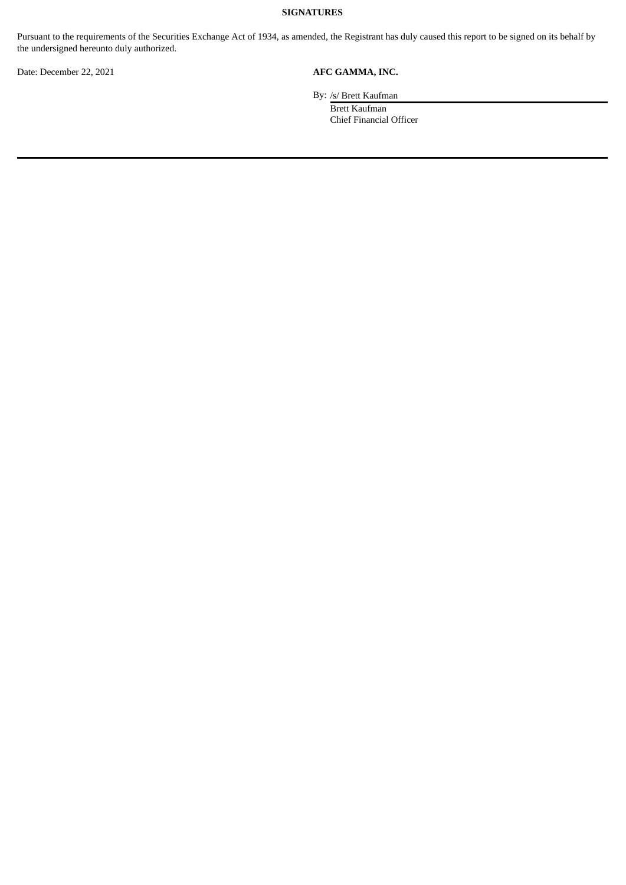**SIGNATURES**

Pursuant to the requirements of the Securities Exchange Act of 1934, as amended, the Registrant has duly caused this report to be signed on its behalf by the undersigned hereunto duly authorized.

Date: December 22, 2021

**AFC GAMMA, INC.**

By: /s/ Brett Kaufman

Brett Kaufman

Chief Financial Officer